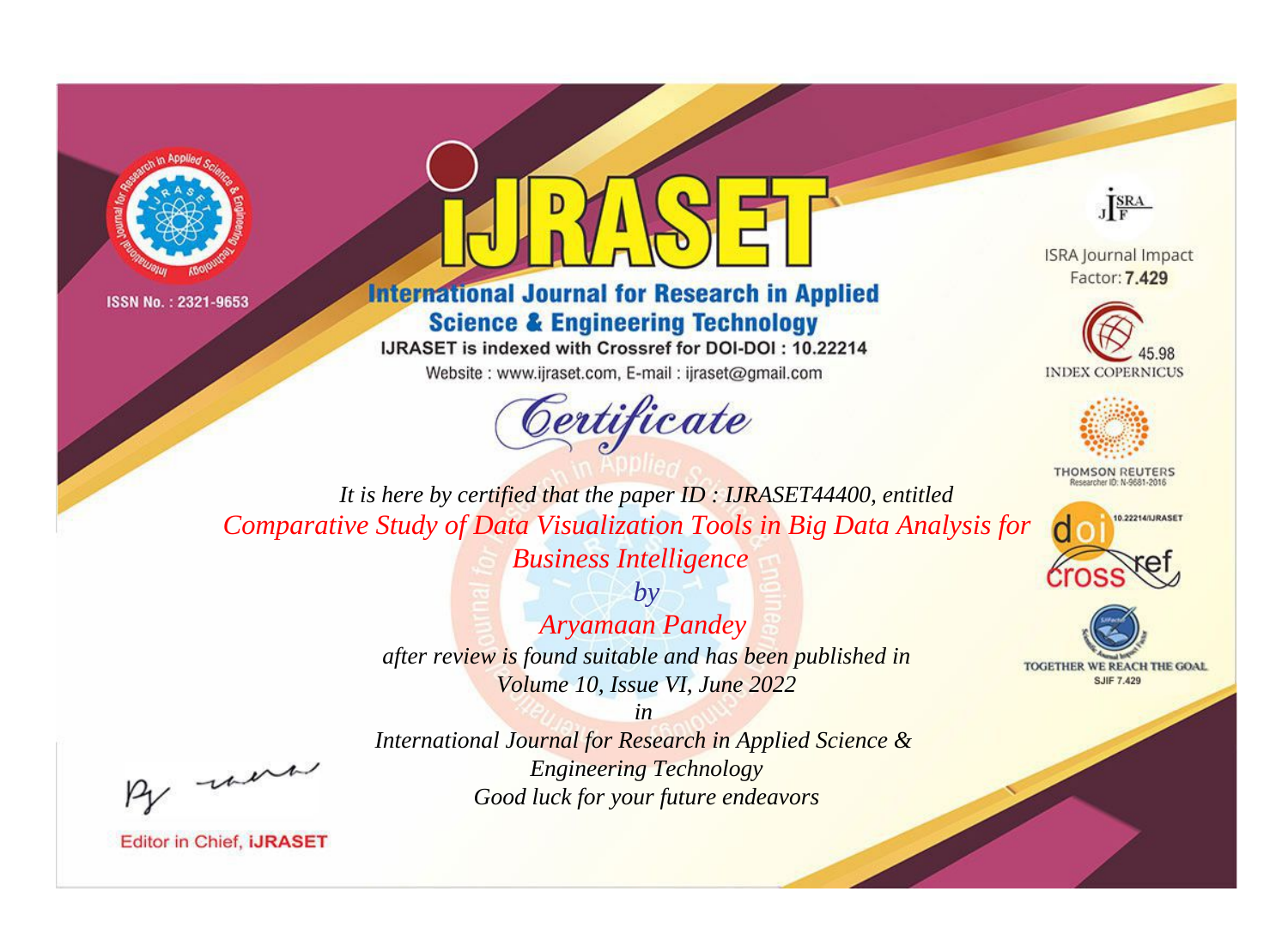ISSN No. : 2321-9653

# IJRASET

## International Journal for Research in Applied Science & Engineering Technology

IJRASET is indexed with Crossref for DOI-DOI : 10.22214

Website : www.ijraset.com, E-mail : ijraset@gmail.com

ISRA Journal Impact Factor: **7.429**

45.98 INDEX COPERNICUS

THOMSON REUTERS Researcher ID: N-9681-2016

10.22214/IJRASET

TOGETHER WE REACH THE GOAL SJIF 7.429

# *Certificate*

*It is here by certified that the paper ID : IJRASET44400, entitled*

*Comparative Study of Data Visualization Tools in Big Data Analysis for Business Intelligence*

*by*

*Aryamaan Pandey*

*after review is found suitable and has been published in*

*Volume 10, Issue VI, June 2022*

*in*

*International Journal for Research in Applied Science & Engineering Technology*

*Good luck for your future endeavors*

Editor in Chief, **iJRASET**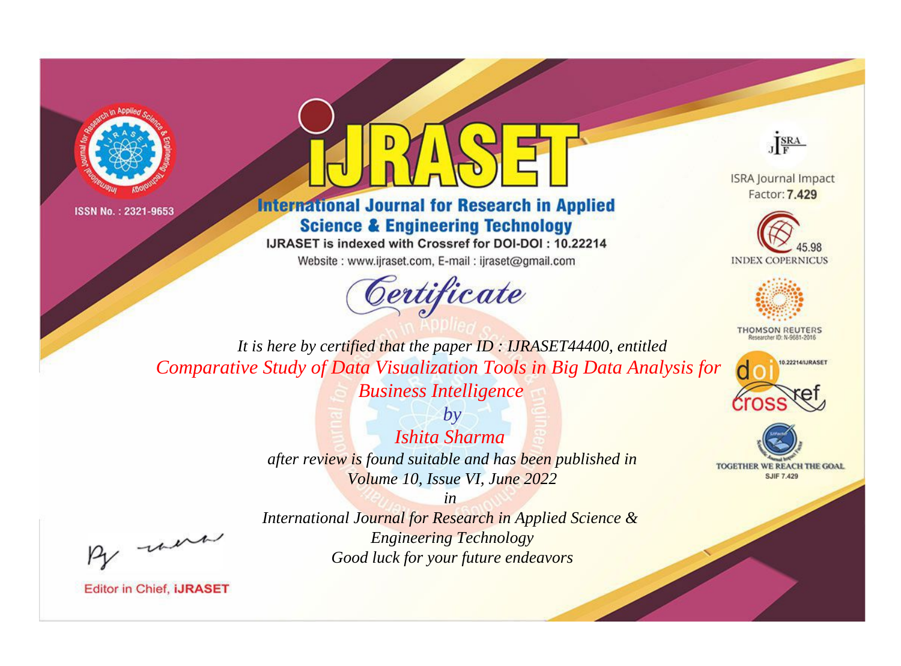ISSN No. : 2321-9653

# IJRASET

## International Journal for Research in Applied Science & Engineering Technology

IJRASET is indexed with Crossref for DOI-DOI : 10.22214

Website : www.ijraset.com, E-mail : ijraset@gmail.com

ISRA Journal Impact Factor: **7.429**

45.98 INDEX COPERNICUS

THOMSON REUTERS Researcher ID: N-9681-2016

10.22214/IJRASET

TOGETHER WE REACH THE GOAL SJIF 7.429

*Certificate*

*It is here by certified that the paper ID : IJRASET44400, entitled*

*Comparative Study of Data Visualization Tools in Big Data Analysis for Business Intelligence*

*by*

*Ishita Sharma*

*after review is found suitable and has been published in*

*Volume 10, Issue VI, June 2022*

*in*

*International Journal for Research in Applied Science & Engineering Technology*

*Good luck for your future endeavors*

Editor in Chief, **iJRASET**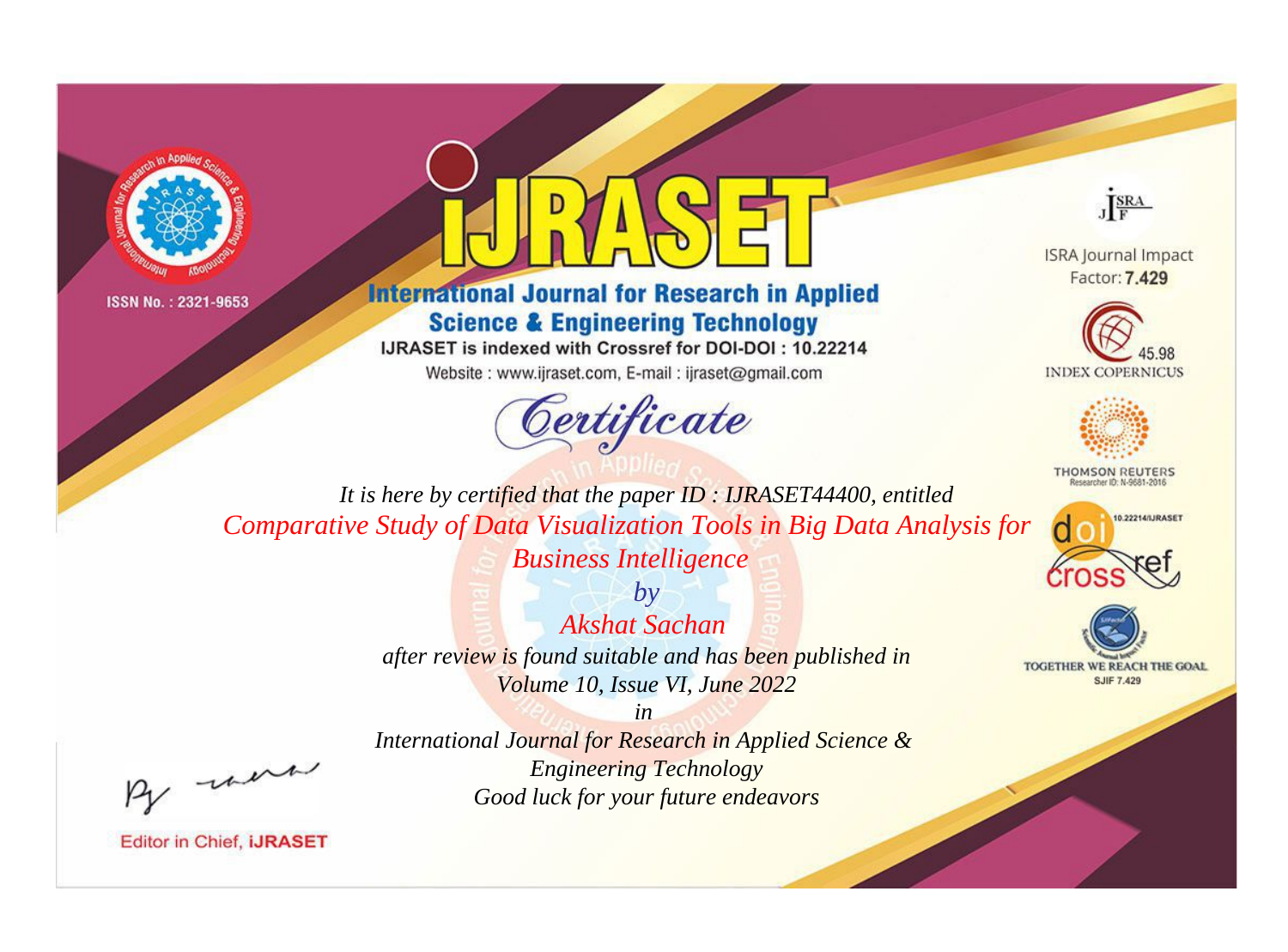ISSN No. : 2321-9653

# iJRASET

## International Journal for Research in Applied Science & Engineering Technology

IJRASET is indexed with Crossref for DOI-DOI : 10.22214

Website : www.ijraset.com, E-mail : ijraset@gmail.com

ISRA Journal Impact Factor: **7.429**

45.98 INDEX COPERNICUS

THOMSON REUTERS Researcher ID: N-9681-2016

10.22214/IJRASET

TOGETHER WE REACH THE GOAL SJIF 7.429

# *Certificate*

*It is here by certified that the paper ID : IJRASET44400, entitled*

*Comparative Study of Data Visualization Tools in Big Data Analysis for Business Intelligence*

*by*

*Akshat Sachan*

*after review is found suitable and has been published in*

*Volume 10, Issue VI, June 2022*

*in*

*International Journal for Research in Applied Science & Engineering Technology*

*Good luck for your future endeavors*

Editor in Chief, **iJRASET**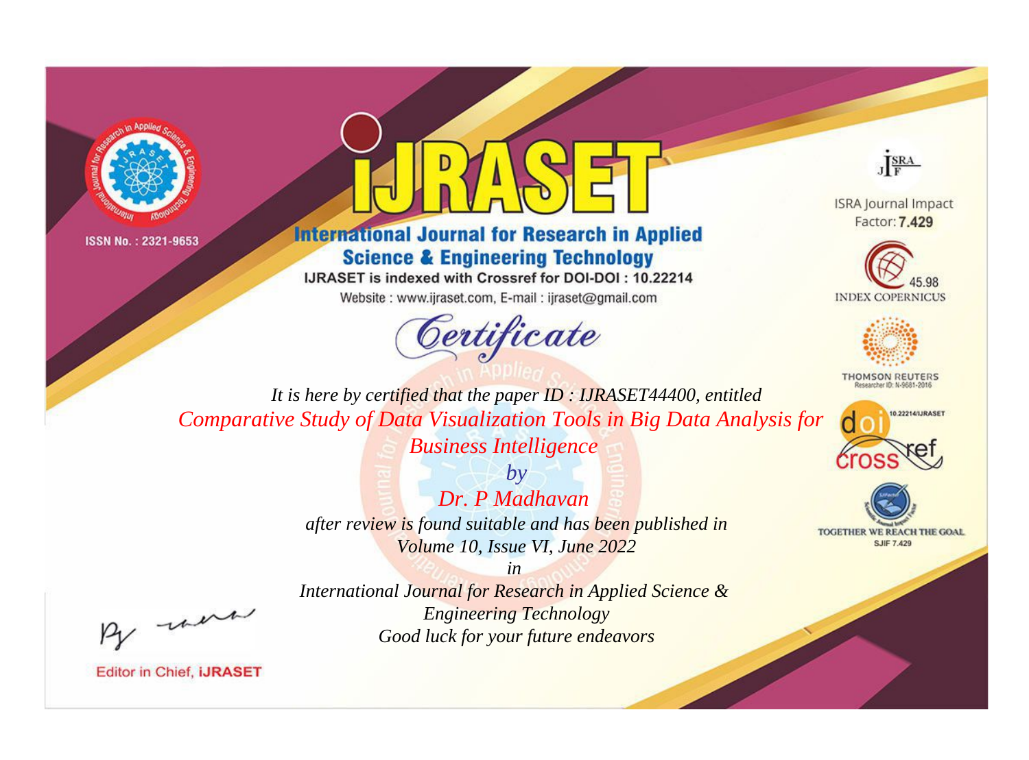ISSN No. : 2321-9653

# iJRASET

## International Journal for Research in Applied Science & Engineering Technology

IJRASET is indexed with Crossref for DOI-DOI : 10.22214

Website : www.ijraset.com, E-mail : ijraset@gmail.com

ISRA Journal Impact Factor: **7.429**

45.98 INDEX COPERNICUS

THOMSON REUTERS Researcher ID: N-9681-2016

10.22214/IJRASET

TOGETHER WE REACH THE GOAL SJIF 7.429

*Certificate*

*It is here by certified that the paper ID : IJRASET44400, entitled*

*Comparative Study of Data Visualization Tools in Big Data Analysis for Business Intelligence*

*by*

*Dr. P Madhavan*

*after review is found suitable and has been published in*

*Volume 10, Issue VI, June 2022*

*in*

*International Journal for Research in Applied Science & Engineering Technology*

*Good luck for your future endeavors*

Editor in Chief, **iJRASET**